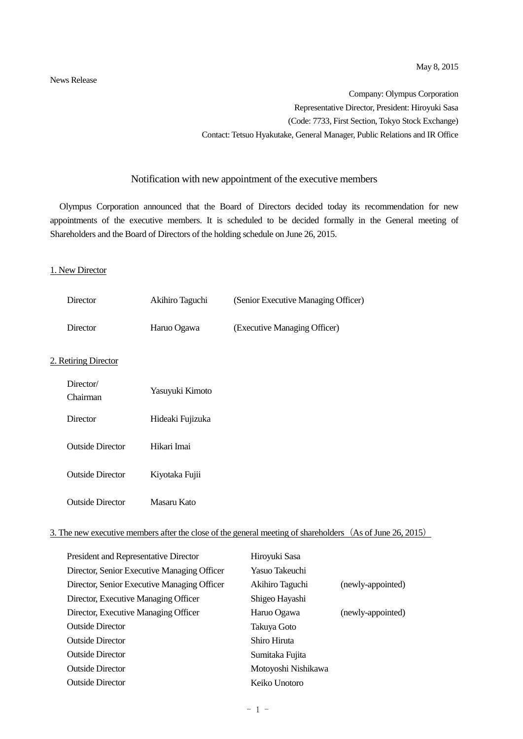May 8, 2015

News Release

Company: Olympus Corporation
Representative Director, President: Hiroyuki Sasa
(Code: 7733, First Section, Tokyo Stock Exchange)
Contact: Tetsuo Hyakutake, General Manager, Public Relations and IR Office

# Notification with new appointment of the executive members

Olympus Corporation announced that the Board of Directors decided today its recommendation for new appointments of the executive members. It is scheduled to be decided formally in the General meeting of Shareholders and the Board of Directors of the holding schedule on June 26, 2015.

## 1. New Director

| | | |
|---|---|---|
| Director | Akihiro Taguchi | (Senior Executive Managing Officer) |
| Director | Haruo Ogawa | (Executive Managing Officer) |

## 2. Retiring Director

| | |
|---|---|
| Director/ Chairman | Yasuyuki Kimoto |
| Director | Hideaki Fujizuka |
| Outside Director | Hikari Imai |
| Outside Director | Kiyotaka Fujii |
| Outside Director | Masaru Kato |

## 3. The new executive members after the close of the general meeting of shareholders（As of June 26, 2015）

| | | |
|---|---|---|
| President and Representative Director | Hiroyuki Sasa | |
| Director, Senior Executive Managing Officer | Yasuo Takeuchi | |
| Director, Senior Executive Managing Officer | Akihiro Taguchi | (newly-appointed) |
| Director, Executive Managing Officer | Shigeo Hayashi | |
| Director, Executive Managing Officer | Haruo Ogawa | (newly-appointed) |
| Outside Director | Takuya Goto | |
| Outside Director | Shiro Hiruta | |
| Outside Director | Sumitaka Fujita | |
| Outside Director | Motoyoshi Nishikawa | |
| Outside Director | Keiko Unotoro | |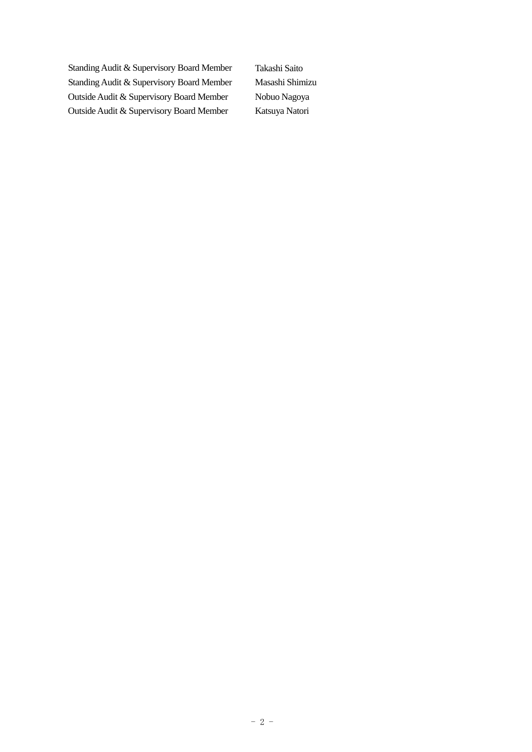| | |
|---|---|
| Standing Audit & Supervisory Board Member | Takashi Saito |
| Standing Audit & Supervisory Board Member | Masashi Shimizu |
| Outside Audit & Supervisory Board Member | Nobuo Nagoya |
| Outside Audit & Supervisory Board Member | Katsuya Natori |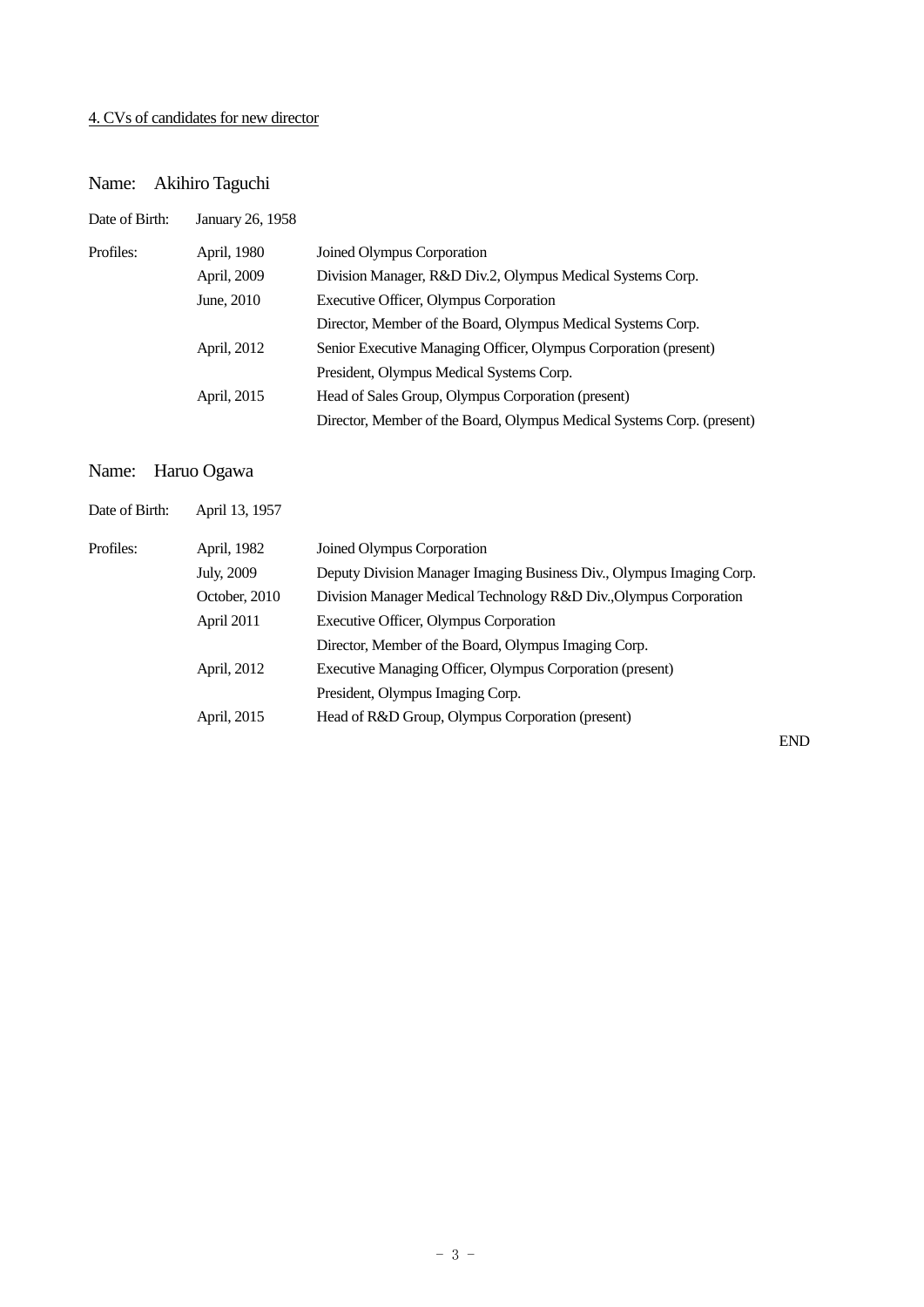4. CVs of candidates for new director

Name: Akihiro Taguchi

Date of Birth: January 26, 1958

| | | |
|---|---|---|
| Profiles: | April, 1980 | Joined Olympus Corporation |
| | April, 2009 | Division Manager, R&D Div.2, Olympus Medical Systems Corp. |
| | June, 2010 | Executive Officer, Olympus Corporation |
| | | Director, Member of the Board, Olympus Medical Systems Corp. |
| | April, 2012 | Senior Executive Managing Officer, Olympus Corporation (present) |
| | | President, Olympus Medical Systems Corp. |
| | April, 2015 | Head of Sales Group, Olympus Corporation (present) |
| | | Director, Member of the Board, Olympus Medical Systems Corp. (present) |

Name: Haruo Ogawa

Date of Birth: April 13, 1957

| | | |
|---|---|---|
| Profiles: | April, 1982 | Joined Olympus Corporation |
| | July, 2009 | Deputy Division Manager Imaging Business Div., Olympus Imaging Corp. |
| | October, 2010 | Division Manager Medical Technology R&D Div.,Olympus Corporation |
| | April 2011 | Executive Officer, Olympus Corporation |
| | | Director, Member of the Board, Olympus Imaging Corp. |
| | April, 2012 | Executive Managing Officer, Olympus Corporation (present) |
| | | President, Olympus Imaging Corp. |
| | April, 2015 | Head of R&D Group, Olympus Corporation (present) |

END